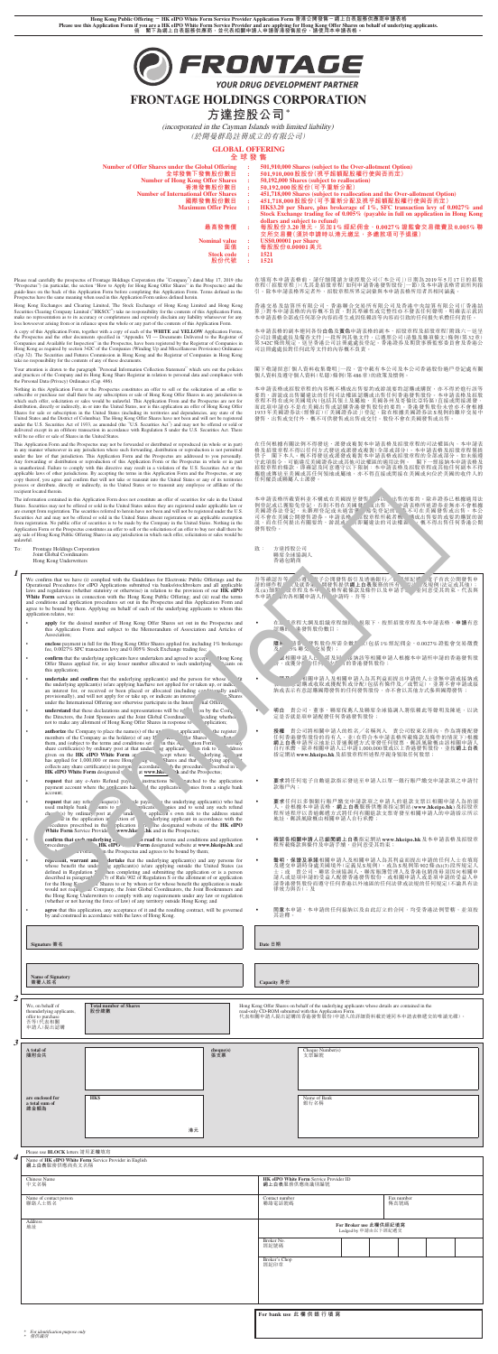**Hong Kong Public Offering – HK eIPO White Form Service Provider Application Form 香港公開發售－網上白表服務供應商申請表格**

**Please use this Application Form if you are a HK eIPO White Form Service Provider and are applying for Hong Kong Offer Shares on behalf of underlying applicants.**

**倘 閣下為網上白表服務供應商，並代表相關申請人申請香港發售股份，請使用本申請表格。**

# FRONTAGE HOLDINGS CORPORATION

# 方達控股公司*

*(incorporated in the Cayman Islands with limited liability)*

*（於開曼群島註冊成立的有限公司）*

## GLOBAL OFFERING

## 全球發售

| | | |
|---|---|---|
| **Number of Offer Shares under the Global Offering** 全球發售下發售股份數目 | : | **501,910,000 Shares (subject to the Over-allotment Option)** 501,910,000股股份（視乎超額配股權行使與否而定） |
| **Number of Hong Kong Offer Shares** 香港發售股份數目 | : | **50,192,000 Shares (subject to reallocation)** 50,192,000股股份（可予重新分配） |
| **Number of International Offer Shares** 國際發售股份數目 | : | **451,718,000 Shares (subject to reallocation and the Over-allotment Option)** 451,718,000股股份（可予重新分配及視乎超額配股權行使與否而定） |
| **Maximum Offer Price** 最高發售價 | : | **HK$3.20 per Share, plus brokerage of 1%, SFC transaction levy of 0.0027% and Stock Exchange trading fee of 0.005% (payable in full on application in Hong Kong dollars and subject to refund)** 每股股份3.20港元，另加1%經紀佣金、0.0027%證監會交易徵費及0.005%聯交所交易費（須於申請時以港元繳足，多繳款項可予退還） |
| **Nominal value** 面值 | : | **US$0.00001 per Share** 每股股份0.00001美元 |
| **Stock code** 股份代號 | : | **1521** |

Please read carefully the prospectus of Frontage Holdings Corporation (the "Company") dated May 17, 2019 (the "Prospectus") (in particular, the section "How to Apply for Hong Kong Offer Shares" in the Prospectus) and the guide-lines on the back of this Application Form before completing this Application Form. Terms defined in the Prospectus have the same meaning when used in this Application Form unless otherwise defined herein.

在填寫本申請表格前，請仔細閱讀方達控股公司（「本公司」）日期為2019年5月17日的招股章程（「招股章程」）（尤其是招股章程「如何申請香港發售股份」一節）及本申請表格背面所刊指引。除本申請表格界定者外，招股章程所界定詞彙與本申請表格所用者具相同涵義。

Hong Kong Exchanges and Clearing Limited, The Stock Exchange of Hong Kong Limited and Hong Kong Securities Clearing Company Limited ("HKSCC") take no responsibility for the contents of this Application Form, the Prospectus and the other documents specified in "Appendix VI — Documents Delivered to the Registrar of Companies and Available for Inspection" in the Prospectus, make no representation as to its accuracy or completeness and expressly disclaim any liability whatsoever for any loss howsoever arising from or in reliance upon the whole or any part of the contents of this Application Form.

香港交易及結算所有限公司、香港聯合交易所有限公司及香港中央結算有限公司（「香港結算」）對本申請表格的內容概不負責，對其準確性或完整性亦不發表任何聲明，並明確表示概不就因本申請表格全部或任何部分內容而產生或因依賴該等內容而引致的任何損失承擔任何責任。

A copy of this Application Form, together with a copy of each of the **WHITE** and **YELLOW** Application Forms, the Prospectus and the other documents specified in "Appendix VI — Documents Delivered to the Registrar of Companies and Available for Inspection" in the Prospectus, have been registered by the Registrar of Companies in Hong Kong as required by section 342C of the Companies (Winding Up and Miscellaneous Provisions) Ordinance (Cap 32). The Securities and Futures Commission in Hong Kong and the Registrar of Companies in Hong Kong take no responsibility for the contents of any of these documents.

本申請表格的副本連同**白色**及**黃色**申請表格各一份、招股章程及招股章程「附錄六－送呈公司註冊處處長及備查文件」一節所列其他文件，已遵照香港法例第32章《公司（清盤及雜項條文）條例》第342C條的規定，送呈香港公司註冊處處長登記。香港證券及期貨事務監察委員會及香港公司註冊處處長對任何該等文件的內容概不負責。

Your attention is drawn to the paragraph "Personal Information Collection Statement" which sets out the policies and practices of the Company and its Hong Kong Share Registrar in relation to personal data and compliance with the Personal Data (Privacy) Ordinance (Cap 486).

閣下敬請留意「個人資料收集聲明」一段，當中載有本公司及本公司香港股份過戶登記處有關個人資料及遵守香港法例第486章《個人資料（私隱）條例》的政策及慣例。

Nothing in this Application Form or the Prospectus constitutes an offer to sell or the solicitation of an offer to subscribe or purchase nor shall there be any subscription or sale of Hong Kong Offer Shares in any jurisdiction in which such offer, solicitation or sale would be unlawful. This Application Form and the Prospectus are not for distribution, directly or indirectly, in or into the United States (including its territories and dependencies, any state of the United States and the District of Columbia). The Hong Kong Offer Shares have not been and will not be registered under the U.S. Securities Act of 1933, as amended (the "U.S. Securities Act") and may not be offered or sold or delivered except in an offshore transaction in accordance with Regulation S under the U.S. Securities Act. There will be no offer or sale of Shares in the United States.

本申請表格或招股章程所載者概不構成出售要約或要約購買的游說，而在任何作出有關要約、游說或出售即屬違法的司法權區內，概不得出售任何香港發售股份。本申請表格及招股章程不得在或向美國（包括其領土及屬地、美國各州及哥倫比亞特區）直接或間接派發。香港發售股份並無亦不會根據1933年美國證券法（經修訂）（「美國證券法」）登記，且除根據美國證券法S規例以離岸交易形式外，不得提呈發售、出售或交付。概不會於美國提呈發售或出售股份。

This Application Form and the Prospectus may not be forwarded or distributed or reproduced (in whole or in part) in any manner whatsoever in any jurisdiction where such forwarding, distribution or reproduction is not permitted under the law of that jurisdiction. This Application Form and the Prospectus are addressed to you personally. Any forwarding or distribution or reproduction of this Application Form or the Prospectus in whole or in part is unauthorised. Failure to comply with this directive may result in a violation of the U.S. Securities Act or the applicable laws of other jurisdictions. By accepting the Prospectus, you agree to the foregoing restrictions, and agree not to forward, distribute or reproduce the Prospectus in whole or in part.

在任何根據有關法例不得發送、派發或複製本申請表格及招股章程的司法權區內，本申請表格及招股章程概不得以任何方式發送或派發或複製（全部或部分）。本申請表格及招股章程僅致閣下本人。概不得發送或派發或複製本申請表格或招股章程的全部或部分。如未能遵守此項指令，可能違反美國證券法或其他司法權區的適用法律。閣下一經接納招股章程，即表示同意上述限制，並同意不會發送、派發或複製招股章程的全部或部分。

The information contained in this Application Form does not constitute an offer of securities for sale in the United States. Securities may not be offered or sold in the United States unless they are registered under applicable law or are exempt from registration. The securities referred to herein have not been and will not be registered under the U.S. Securities Act and may not be offered or sold in the United States absent registration or an applicable exemption from registration. No public offer of securities is to be made by the Company in the United States. Nothing in the Application Form or the Prospectus constitutes an offer to sell or the solicitation of an offer to buy nor shall there be any sale of Hong Kong Offer Shares in any jurisdiction in which such offer, solicitation or sales would be unlawful.

本申請表格所載資料並不構成在美國出售證券的要約。證券未經根據適用法律登記或獲豁免登記，不得在美國提呈發售或出售。本文所述證券並無亦不會根據美國證券法登記，且未經登記或獲適用登記豁免，不得在美國提呈發售或出售。本公司不會在美國公開發售證券。申請表格或招股章程所載者概不構成出售要約或要約購買的游說，而在任何作出有關要約、游說或出售即屬違法的司法權區內，概不得出售任何香港發售股份。

To: Frontage Holdings Corporation
Joint Global Coordinators
Hong Kong Underwriters

致：方達控股公司
聯席全球協調人
香港包銷商

**1**

We confirm that we have (i) complied with the Guidelines for Electronic Public Offerings and the Operational Procedures for eIPO Applications submitted via banks/stockbrokers and all applicable laws and regulations (whether statutory or otherwise) in relation to the provision of our **HK eIPO White Form** services in connection with the Hong Kong Public Offering; and (ii) read the terms and conditions and application procedures set out in the Prospectus and this Application Form and agree to be bound by them. Applying on behalf of each of the underlying applicants to whom this application relates, we:

吾等確認，吾等已(i)遵守電子公開發售指引及透過銀行／股票經紀遞交網上白表申請的運作程序以及與吾等就香港公開發售提供**網上白表**服務有關的一切適用法例及規例（法定或其他）；及(ii)閱讀招股章程及本申請表格所載條款及條件以及申請手續，並同意受其約束。代表與本申請有關的每名相關申請人作出申請時，吾等：

- **apply** for the desired number of Hong Kong Offer Shares set out in the Prospectus and this Application Form and subject to the Memorandum of Association and Articles of Association;
- **enclose** payment in full for the Hong Kong Offer Shares applied for, including 1% brokerage fee, 0.0027% SFC transaction levy and 0.005% Stock Exchange trading fee;
- **confirm** that the underlying applicants have undertaken and agreed to accept the Hong Kong Offer Shares applied for, or any lesser number allotted to such underlying applicants on this application;
- **undertake and confirm** that the underlying applicant(s) and the person for whose benefit the underlying applicant(s) is/are applying has/have not applied for or taken up, or indicated an interest for, or received or been placed or allocated (including conditionally and/or provisionally), and will not apply for or take up, or indicate an interest for, any International Offer Shares under the International Offering nor otherwise participate in the International Offering;
- **understand** that these declarations and representations will be relied upon by the Company, the Directors, the Joint Sponsors and the Joint Global Coordinators in deciding whether or not to make any allotment of Hong Kong Offer Shares in response to this application;
- **authorise** the Company to place the name(s) of the underlying applicant(s) on the register of members of the Company as the holder(s) of any Hong Kong Offer Shares to be allotted to them, and (subject to the terms and conditions set out in this Application Form) to send any share certificate(s) by ordinary post at that underlying applicant's own risk to the address given on the **HK eIPO White Form** application except where the underlying applicant has applied for 1,000,000 or more Hong Kong Offer Shares and that underlying applicant collects any share certificate(s) in person in accordance with the procedures described in the **HK eIPO White Form** designated website at **www.hkeipo.hk** and the Prospectus;
- **request** that any e-Auto Refund payment instructions be dispatched to the application payment account where the applicants had paid the application monies from a single bank account;
- **request** that any refund cheque(s) be made payable to the underlying applicant(s) who had used multiple bank accounts to pay the application monies and to send any such refund cheque(s) by ordinary post at that underlying applicant's own risk to the address stated on the application in accordance with the procedures prescribed in this Application Form, the designated website of the **HK eIPO White Form** Service Provider at **www.hkeipo.hk** and in the Prospectus;
- **confirm** that each underlying applicant has read the terms and conditions and application procedures set out in the **HK eIPO White Form** designated website at **www.hkeipo.hk** and in the Prospectus and agrees to be bound by them;
- **represent, warrant and undertake** that the underlying applicant(s) and any persons for whose benefit the underlying applicant(s) is/are applying is/are outside the United States (as defined in Regulation S) when completing and submitting the application or is a person described in paragraph (h)(3) of Rule 902 of Regulation S or the allotment of or application for the Hong Kong Offer Shares to or by whom or for whose benefit the application is made would not require the Company, the Joint Global Coordinators, the Joint Bookrunners and the Hong Kong Underwriters to comply with any requirements under any law or regulation (whether or not having the force of law) of any territory outside Hong Kong; and
- **agree** that this application, any acceptance of it and the resulting contract, will be governed by and construed in accordance with the laws of Hong Kong.

- 按照招股章程及本申請表格，並在組織章程大綱及細則規限下，**申請**所需數目的香港發售股份；
- **隨附**申請香港發售股份的全數股款，包括1%經紀佣金、0.0027%證監會交易徵費及0.005%聯交所交易費；
- **確認**相關申請人已承諾及同意接納所申請的香港發售股份，或根據本申請分配予相關申請人的任何較少數目的香港發售股份；
- **承諾及確認**相關申請人及相關申請人為其利益而提出申請的人士並無申請或接納或表示有意認購或收取或獲配售或分配（包括有條件及／或暫定），並將不會申請或接納或表示有意認購國際發售項下的任何國際發售股份，亦不會以其他方式參與國際發售；
- **明白**本公司、董事、聯席保薦人及聯席全球協調人將依賴此等聲明及陳述，以決定是否就本申請配發任何香港發售股份；
- **授權**本公司將相關申請人的姓名／名稱列入本公司股東名冊，作為獲配發的任何香港發售股份的持有人，並（在符合本申請表格所載條款及條件的情況下）根據**網上白表**指定網站**www.hkeipo.hk**及招股章程所述程序，以普通郵遞方式將任何股票寄往**網上白表**申請所示地址，郵誤風險概由該相關申請人承擔，惟相關申請人申請1,000,000股或以上香港發售股份並親身領取任何股票則除外；
- **要求**將任何電子自動退款指示發送至申請人以單一銀行賬戶繳交申請股款之申請付款賬戶內；
- **要求**任何以多個銀行賬戶繳交申請股款的相關申請人的退款支票以相關申請人為抬頭人，並根據本申請表格、**網上白表**服務供應商指定網站**www.hkeipo.hk**及招股章程所述程序以普通郵遞方式將任何有關退款支票寄往申請所示地址，郵誤風險概由該相關申請人自行承擔；
- **確認**各相關申請人已細閱**網上白表**指定網站**www.hkeipo.hk**及招股章程所載條款及條件以及申請手續，並同意受其約束；
- **聲明、保證及承諾**相關申請人及相關申請人為其利益而提出申請的人士在填寫及遞交申請時身處美國境外（定義見S規例），或為S規例第902條第(h)(3)段所述人士，或向其或由其或為其利益而作出申請的人士獲配發或申請香港發售股份，不會引致本公司、聯席全球協調人、聯席賬簿管理人及香港包銷商須遵從香港以外任何地區的任何法律或規例（不論是否具法律效力）的任何規定；及
- **同意**本申請、本申請的任何接納以及由此訂立的合約，均受香港法律管轄，並須按其詮釋。

| | |
|---|---|
| **Signature 簽名** | **Date 日期** |
| **Name of Signatory 簽署人姓名** | **Capacity 身份** |

**2**

| We, on behalf of the underlying applicants, offer to purchase 吾等（代表相關申請人）提出認購 | **Total number of Shares 股份總數** | Hong Kong Offer Shares on behalf of the underlying applicants whose details are contained in the read-only CD-ROM submitted with this Application Form. 代表相關申請人提出認購的香港發售股份（申請人的詳細資料載於連同本申請表格遞交的唯讀光碟）。 |
|---|---|---|

**3**

| | | | |
|---|---|---|---|
| **A total of 隨附合共** | | **cheque(s) 張支票** | **Cheque Number(s) 支票號碼** |
| **are enclosed for a total sum of 總金額為** | **HK$ 港元** | | **Name of Bank 銀行名稱** |

Please use **BLOCK** letters 請用正楷填寫

**4**

| Name of **HK eIPO White Form** Service Provider **網上白表**服務供應商名稱 | | | |
|---|---|---|---|
| Chinese Name 中文名稱 | | **HK eIPO White Form** Service Provider ID **網上白表**服務供應商身份識別編號 | |
| Name of contact person 聯絡人士姓名 | | Contact number 聯絡電話號碼 | Fax number 傳真號碼 |
| Address 地址 | | **For Broker use 此欄供經紀填寫** Lodged by 申請由以下經紀遞交 | |
| | | Broker No. 經紀號碼 | |
| | | Broker's Chop 經紀印章 | |

**For bank use 此欄供銀行填寫**

* For identification purpose only
* 僅供識別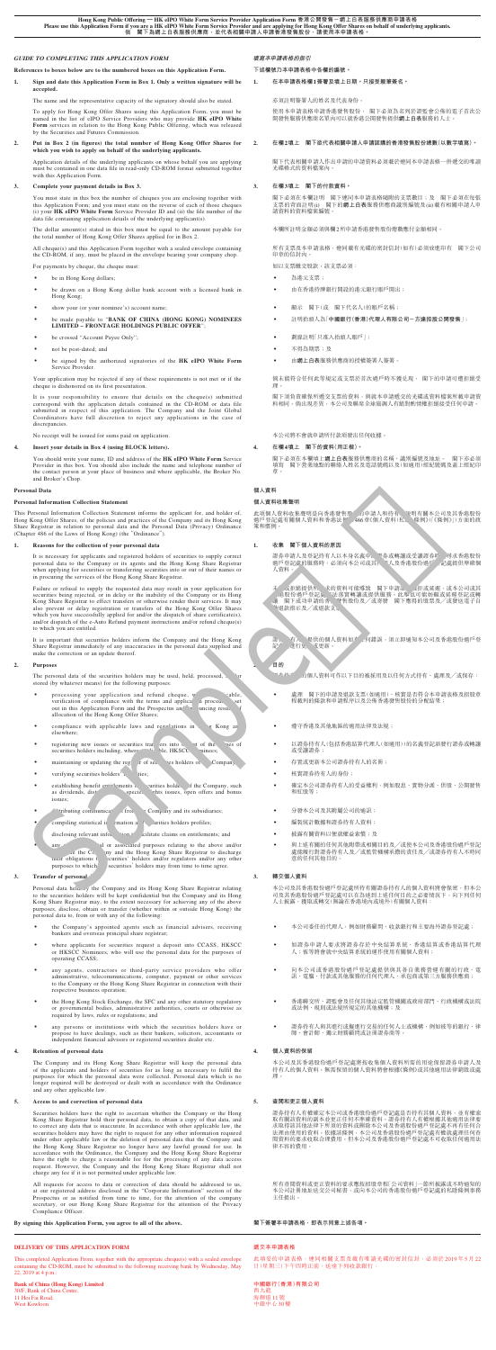# Hong Kong Public Offering — HK eIPO White Form Service Provider Application Form 香港公開發售－網上白表服務供應商申請表格

**Please use this Application Form if you are a HK eIPO White Form Service Provider and are applying for Hong Kong Offer Shares on behalf of underlying applicants.**

**倘 閣下為網上白表服務供應商，並代表相關申請人申請香港發售股份，請使用本申請表格。**

## GUIDE TO COMPLETING THIS APPLICATION FORM

**References to boxes below are to the numbered boxes on this Application Form.**

### 1. Sign and date this Application Form in Box 1. Only a written signature will be accepted.

The name and the representative capacity of the signatory should also be stated.

To apply for Hong Kong Offer Shares using this Application Form, you must be named in the list of eIPO Service Providers who may provide **HK eIPO White Form** services in relation to the Hong Kong Public Offering, which was released by the Securities and Futures Commission.

### 2. Put in Box 2 (in figures) the total number of Hong Kong Offer Shares for which you wish to apply on behalf of the underlying applicants.

Application details of the underlying applicants on whose behalf you are applying must be contained in one data file in read-only CD-ROM format submitted together with this Application Form.

### 3. Complete your payment details in Box 3.

You must state in this box the number of cheques you are enclosing together with this Application Form; and you must state on the reverse of each of those cheques (i) your **HK eIPO White Form** Service Provider ID and (ii) the file number of the data file containing application details of the underlying applicant(s).

The dollar amount(s) stated in this box must be equal to the amount payable for the total number of Hong Kong Offer Shares applied for in Box 2.

All cheque(s) and this Application Form together with a sealed envelope containing the CD-ROM, if any, must be placed in the envelope bearing your company chop.

For payments by cheque, the cheque must:

- be in Hong Kong dollars;
- be drawn on a Hong Kong dollar bank account with a licensed bank in Hong Kong;
- show your (or your nominee's) account name;
- be made payable to "**BANK OF CHINA (HONG KONG) NOMINEES LIMITED – FRONTAGE HOLDINGS PUBLIC OFFER**";
- be crossed "Account Payee Only";
- not be post-dated; and
- be signed by the authorized signatories of the **HK eIPO White Form** Service Provider.

Your application may be rejected if any of these requirements is not met or if the cheque is dishonored on its first presentation.

It is your responsibility to ensure that details on the cheque(s) submitted correspond with the application details contained in the CD-ROM or data file submitted in respect of this application. The Company and the Joint Global Coordinators have full discretion to reject any applications in the case of discrepancies.

No receipt will be issued for sums paid on application.

### 4. Insert your details in Box 4 (using BLOCK letters).

You should write your name, ID and address of the **HK eIPO White Form** Service Provider in this box. You should also include the name and telephone number of the contact person at your place of business and where applicable, the Broker No. and Broker's Chop.

## Personal Data

### Personal Information Collection Statement

This Personal Information Collection Statement informs the applicant for, and holder of, Hong Kong Offer Shares, of the policies and practices of the Company and its Hong Kong Share Registrar in relation to personal data and the Personal Data (Privacy) Ordinance (Chapter 486 of the Laws of Hong Kong) (the "Ordinance").

#### 1. Reasons for the collection of your personal data

It is necessary for applicants and registered holders of securities to supply correct personal data to the Company or its agents and the Hong Kong Share Registrar when applying for securities or transferring securities into or out of their names or in procuring the services of the Hong Kong Share Registrar.

Failure to supply the requested data may result in your application for securities being rejected, or in delay or the inability of the Company or its Hong Kong Share Registrar to effect transfers or otherwise render their services. It may also prevent or delay registration or transfers of the Hong Kong Offer Shares which you have successfully applied for and/or the despatch of share certificate(s), and/or despatch of the e-Auto Refund payment instructions and/or refund cheque(s) to which you are entitled.

It is important that securities holders inform the Company and the Hong Kong Share Registrar immediately of any inaccuracies in the personal data supplied and make the correction or an update thereof.

#### 2. Purposes

The personal data of the securities holders may be used, held, processed, and/or stored (by whatever means) for the following purposes:

- processing your application and refund cheque, where applicable, verification of compliance with the terms and application procedures set out in this Application Form and the Prospectus and announcing results of allocation of the Hong Kong Offer Shares;
- compliance with applicable laws and regulations in Hong Kong and elsewhere;
- registering new issues or transfers into or out of the names of securities holders including, where applicable, HKSCC Nominees;
- maintaining or updating the register of securities holders of the Company;
- verifying securities holders' identities;
- establishing benefit entitlements of securities holders of the Company, such as dividends, distributions, special rights issues, open offers and bonus issues;
- distributing communications from the Company and its subsidiaries;
- compiling statistical information and securities holder profiles;
- disclosing relevant information to facilitate claims on entitlements; and
- any other incidental or associated purposes relating to the above and/or to enable the Company and the Hong Kong Share Registrar to discharge their obligations to securities holders and/or regulators and/or any other purposes to which the securities' holders may from time to time agree.

#### 3. Transfer of personal data

Personal data held by the Company and its Hong Kong Share Registrar relating to the securities holders will be kept confidential but the Company and its Hong Kong Share Registrar may, to the extent necessary for achieving any of the above purposes, disclose, obtain or transfer (whether within or outside Hong Kong) the personal data to, from or with any of the following:

- the Company's appointed agents such as financial advisers, receiving bankers and overseas principal share registrar;
- where applicants for securities request a deposit into CCASS, HKSCC or HKSCC Nominees, who will use the personal data for the purposes of operating CCASS;
- any agents, contractors or third-party service providers who offer administrative, telecommunications, computer, payment or other services to the Company or the Hong Kong Share Registrar in connection with their respective business operation;
- the Hong Kong Stock Exchange, the SFC and any other statutory regulatory or governmental bodies, authorities or courts or otherwise as required by laws, rules or regulations; and
- any persons or institutions with which the securities holders have or propose to have dealings, such as their bankers, solicitors, accountants or independent financial advisers or registered securities dealer etc.

#### 4. Retention of personal data

The Company and its Hong Kong Share Registrar will keep the personal data of the applicants and holders of securities for as long as necessary to fulfil the purposes for which the personal data were collected. Personal data which is no longer required will be destroyed or dealt with in accordance with the Ordinance and any other applicable law.

#### 5. Access to and correction of personal data

Securities holders have the right to ascertain whether the Company or the Hong Kong Share Registrar hold their personal data, to obtain a copy of that data, and to correct any data that is inaccurate. In accordance with other applicable law, the securities holders may have the right to request for any other information required under other applicable law or the deletion of personal data that the Company and the Hong Kong Share Registrar no longer have any lawful ground for use. In accordance with the Ordinance, the Company and the Hong Kong Share Registrar have the right to charge a reasonable fee for the processing of any data access request. However, the Company and the Hong Kong Share Registrar shall not charge any fee if it is not permitted under applicable law.

All requests for access to data or correction of data should be addressed to us, at our registered address disclosed in the "Corporate Information" section of the Prospectus or as notified from time to time, for the attention of the company secretary, or our Hong Kong Share Registrar for the attention of the Privacy Compliance Officer.

**By signing this Application Form, you agree to all of the above.**

## DELIVERY OF THIS APPLICATION FORM

This completed Application Form, together with the appropriate cheque(s) with a sealed envelope containing the CD-ROM, must be submitted to the following receiving bank by Wednesday, May 22, 2019 at 4 p.m.:

**Bank of China (Hong Kong) Limited**
30/F, Bank of China Centre,
11 Hoi Fai Road,
West Kowloon

## 填寫本申請表格的指引

**下述欄號乃本申請表格中各欄的編號。**

### 1. 在申請表格欄1簽署及填上日期。只接受親筆簽名。

亦須註明簽署人的姓名及代表身份。

使用本申請表格申請香港發售股份， 閣下必須為名列於證監會公佈的在香港公開發售上可提供**網上白表**服務的網上白表服務供應商名單內的人士。

### 2. 在欄2填上 閣下欲代表相關申請人申請認購的香港發售股份總數（以數字填寫）。

閣下代表相關申請人作出申請的申請資料必須載於連同本申請表格一併遞交的唯讀光碟格式的資料檔案內。

### 3. 在欄3填上 閣下的付款資料。

閣下必須在本欄註明 閣下連同本申請表格遞附的支票數目；及 閣下必須在每張支票的背面註明(i) 閣下的**網上白表**服務供應商身份識別編號及(ii)載有相關申請人申請資料的資料檔案編號。

本欄所註明金額必須與欄2所申請香港發售股份總數應付金額相同。

所有支票及本申請表格，連同載有光碟的密封信封（如有）必須放進印有 閣下公司印章的信封內。

如以支票繳交股款，該支票必須：

- 為港元支票；
- 由在香港持牌銀行開設的港元銀行賬戶開出；
- 顯示 閣下（或 閣下代名人）的賬戶名稱；
- 註明抬頭人為「**中國銀行(香港)代理人有限公司－方達控股公開發售**」；
- 劃線註明「只准入抬頭人賬戶」；
- 不得為期票；及
- 由**網上白表**服務供應商的授權簽署人簽署。

倘未能符合任何此等規定或支票於首次過戶時不獲兌現， 閣下的申請可遭拒絕受理。

閣下須負責確保所遞交支票的資料，與就本申請遞交的光碟或資料檔案所載申請資料相同。倘出現差異，本公司及聯席全球協調人有絕對酌情權拒絕接受任何申請。

本公司將不會就申請所付款項發出任何收據。

### 4. 在欄4填上 閣下的資料（用正楷）。

閣下必須在本欄填上**網上白表**服務供應商的名稱、識別編號及地址。 閣下亦必須填寫 閣下營業地點的聯絡人姓名及電話號碼以及（如適用）經紀號碼及蓋上經紀印章。

## 個人資料

### 個人資料收集聲明

此項個人資料收集聲明是向香港發售股份的申請人和持有人說明有關本公司及其香港股份過戶登記處有關個人資料和香港法例第486章《個人資料（私隱）條例》（「條例」）方面的政策和慣例。

#### 1. 收集 閣下個人資料的原因

證券申請人及登記持有人以本身名義申請證券或轉讓或受讓證券時或尋求香港股份過戶登記處的服務時，必須向本公司或其代理人及香港股份過戶登記處提供準確個人資料。

未能提供所要求的資料可能導致 閣下申請證券被拒或延遲，或本公司或其香港股份過戶登記處無法落實轉讓或提供服務。此舉也可能妨礙或延遲登記或轉讓 閣下成功申請的香港發售股份及／或寄發 閣下應得的股票及／或電子自動退款指示及／或退款支票。

證券持有人所提供的個人資料如有任何錯誤，須立即通知本公司及香港股份過戶登記處。

#### 2. 目的

證券持有人的個人資料可作以下目的被採用及以任何方式持有、處理及／或保存：

- 處理 閣下的申請及退款支票（如適用）、核實是否符合本申請表格及招股章程載列的條款和申請程序以及公佈香港發售股份的分配結果；
- 遵守香港及其他地區的適用法律及法規；
- 以證券持有人（包括香港結算代理人（如適用））的名義登記新發行證券或轉讓或受讓證券；
- 存置或更新本公司證券持有人的名冊；
- 核實證券持有人的身份；
- 確定本公司證券持有人的受益權利，例如股息、供股、公開發售和紅股發行；
- 分發本公司及其附屬公司的通訊；
- 編製統計數據和證券持有人資料；
- 披露有關資料以便就權益索償；及
- 與上述有關的任何其他附帶或相關目的及／或使本公司及香港股份過戶登記處能履行對證券持有人及／或監管機構承擔的責任及／或證券持有人不時同意的任何其他目的。

#### 3. 轉交個人資料

本公司及其香港股份過戶登記處所持有關證券持有人的個人資料將會保密，但本公司及其香港股份過戶登記處可以在為達到上述任何目的之必要情況下，向下列任何人士披露、獲取或轉交（無論在香港境內或境外）有關個人資料：

- 本公司委任的代理人，例如財務顧問、收款銀行和主要海外證券登記處；
- 如證券申請人要求將證券存於中央結算系統，香港結算或香港結算代理人，彼等將會就中央結算系統的運作使用有關個人資料；
- 向本公司或香港股份過戶登記處提供與其各自業務營運有關的行政、電訊、電腦、付款或其他服務的任何代理人、承包商或第三方服務供應商；
- 香港聯交所、證監會及任何其他法定監管機關或政府部門、行政機構或法院或法例、規則或法規所規定的其他機構；及
- 證券持有人與其進行或擬進行交易的任何人士或機構，例如彼等的銀行、律師、會計師、獨立財務顧問或註冊證券商等。

#### 4. 個人資料的保留

本公司及其香港股份過戶登記處將按收集個人資料所需的用途保留證券申請人及持有人的個人資料。無需保留的個人資料將會根據《條例》或其他適用法律銷毀或處理。

#### 5. 查閱和更正個人資料

證券持有人有權確定本公司或香港股份過戶登記處是否持有其個人資料，並有權索取有關資料的副本並更正任何不準確資料。證券持有人有權根據其他適用法律要求獲得該其他適用法律下所須的資料或刪除本公司及香港股份過戶登記處不再有任何合法理由使用的個人資料。依據該條例，本公司及香港股份過戶登記處有權就處理任何查閱資料的要求收取合理費用，但本公司及香港股份過戶登記處不可收取任何適用法律不容許的費用。

所有查閱資料或更正資料的要求應按招股章程「公司資料」一節所披露或不時通知的本公司註冊地址送交公司秘書，或向本公司的香港股份過戶登記處的私隱條例事務主任提出。

**閣下簽署本申請表格，即表示同意上述各項。**

## 遞交本申請表格

此填妥的申請表格，連同適當支票及載有光碟的密封信封，必須於2019年5月22日（星期三）下午4時正前，送達下列收款銀行：

**中國銀行（香港）有限公司**
西九龍
海輝道11號
中銀中心30樓